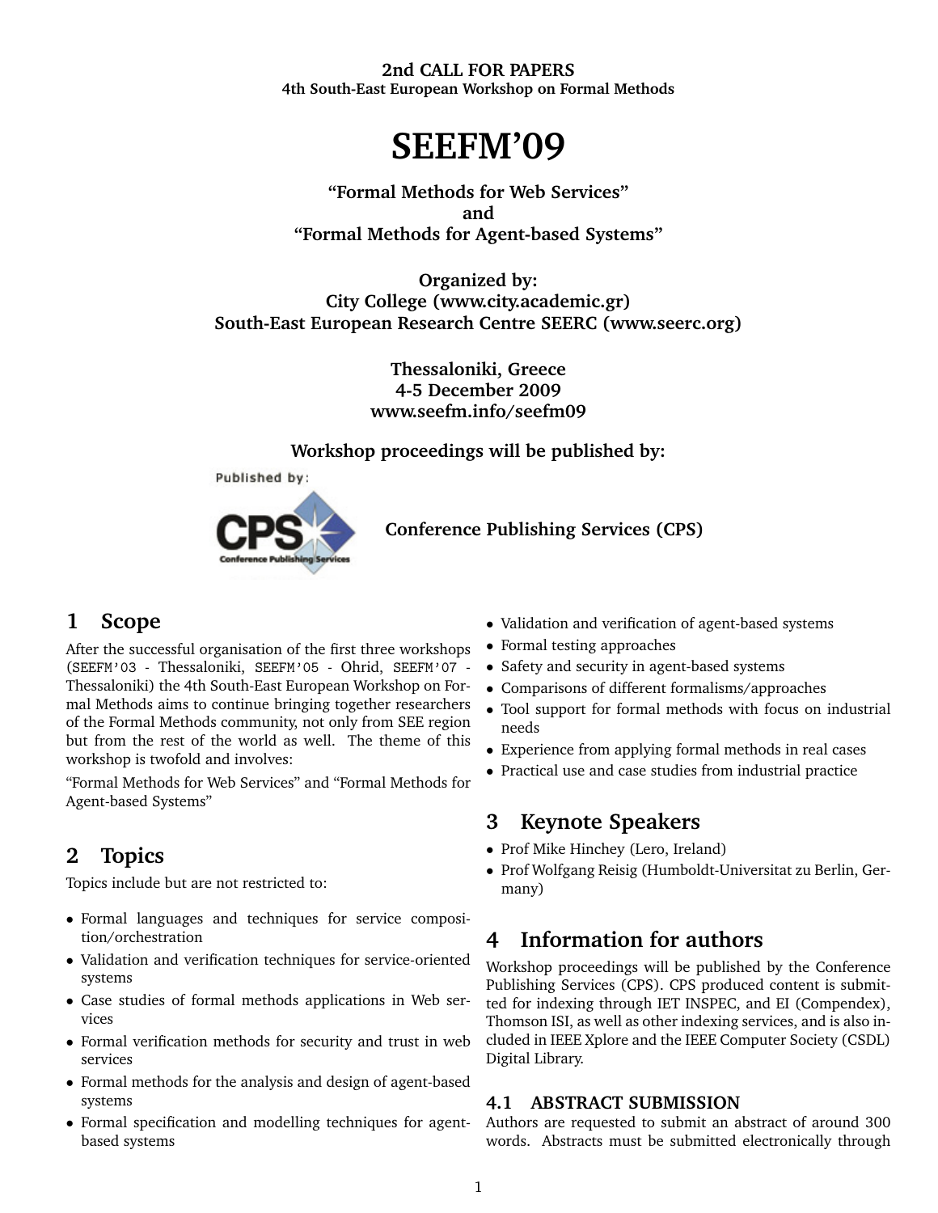**2nd CALL FOR PAPERS**
**4th South-East European Workshop on Formal Methods**

# SEEFM'09

**"Formal Methods for Web Services"**
**and**
**"Formal Methods for Agent-based Systems"**

**Organized by:**
**City College (www.city.academic.gr)**
**South-East European Research Centre SEERC (www.seerc.org)**

**Thessaloniki, Greece**
**4-5 December 2009**
**www.seefm.info/seefm09**

**Workshop proceedings will be published by:**

Published by:

CPS Conference Publishing Services

**Conference Publishing Services (CPS)**

## 1 Scope

After the successful organisation of the first three workshops (SEEFM'03 - Thessaloniki, SEEFM'05 - Ohrid, SEEFM'07 - Thessaloniki) the 4th South-East European Workshop on Formal Methods aims to continue bringing together researchers of the Formal Methods community, not only from SEE region but from the rest of the world as well. The theme of this workshop is twofold and involves:

"Formal Methods for Web Services" and "Formal Methods for Agent-based Systems"

## 2 Topics

Topics include but are not restricted to:

- Formal languages and techniques for service composition/orchestration
- Validation and verification techniques for service-oriented systems
- Case studies of formal methods applications in Web services
- Formal verification methods for security and trust in web services
- Formal methods for the analysis and design of agent-based systems
- Formal specification and modelling techniques for agent-based systems
- Validation and verification of agent-based systems
- Formal testing approaches
- Safety and security in agent-based systems
- Comparisons of different formalisms/approaches
- Tool support for formal methods with focus on industrial needs
- Experience from applying formal methods in real cases
- Practical use and case studies from industrial practice

## 3 Keynote Speakers

- Prof Mike Hinchey (Lero, Ireland)
- Prof Wolfgang Reisig (Humboldt-Universitat zu Berlin, Germany)

## 4 Information for authors

Workshop proceedings will be published by the Conference Publishing Services (CPS). CPS produced content is submitted for indexing through IET INSPEC, and EI (Compendex), Thomson ISI, as well as other indexing services, and is also included in IEEE Xplore and the IEEE Computer Society (CSDL) Digital Library.

### 4.1 ABSTRACT SUBMISSION

Authors are requested to submit an abstract of around 300 words. Abstracts must be submitted electronically through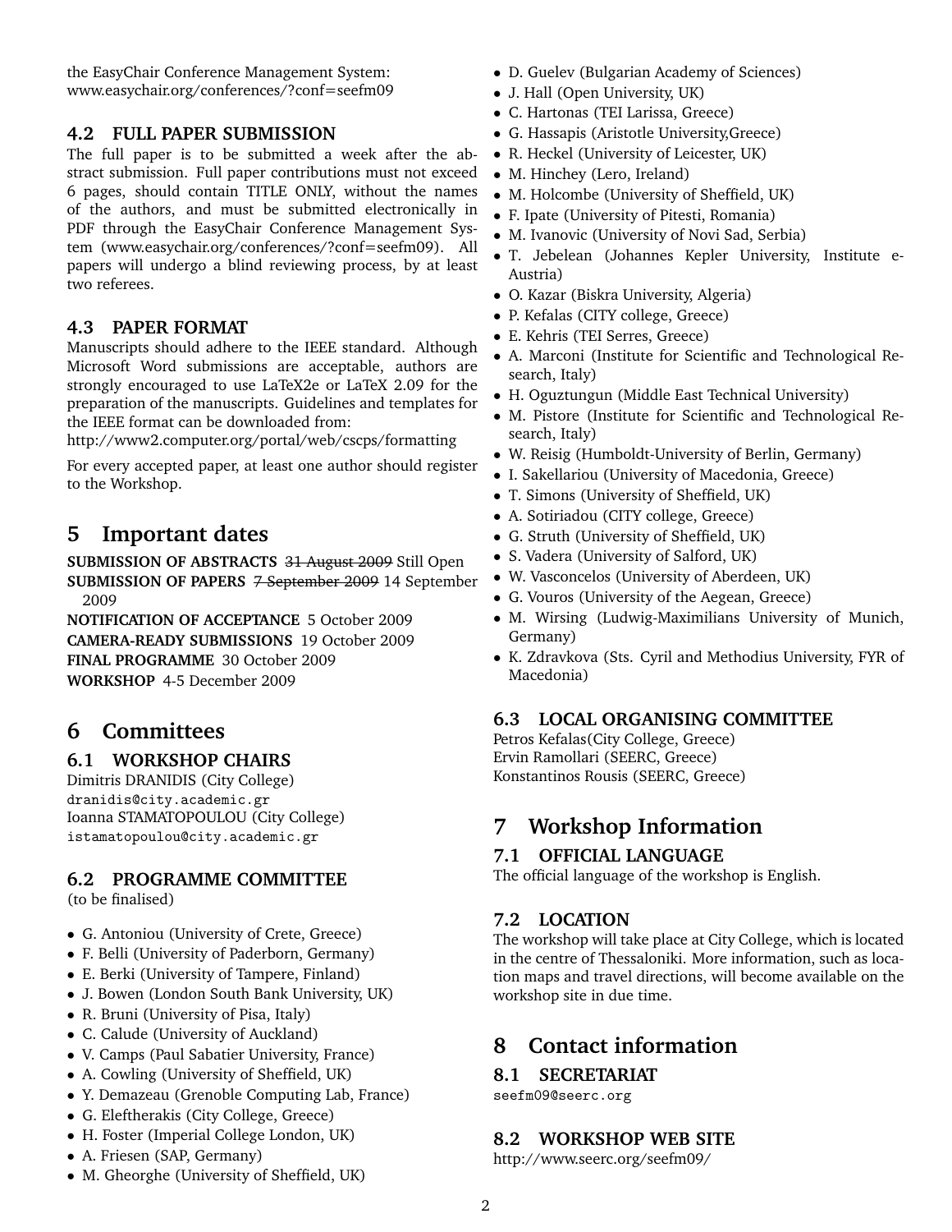the EasyChair Conference Management System: www.easychair.org/conferences/?conf=seefm09

### 4.2 FULL PAPER SUBMISSION

The full paper is to be submitted a week after the abstract submission. Full paper contributions must not exceed 6 pages, should contain TITLE ONLY, without the names of the authors, and must be submitted electronically in PDF through the EasyChair Conference Management System (www.easychair.org/conferences/?conf=seefm09). All papers will undergo a blind reviewing process, by at least two referees.

### 4.3 PAPER FORMAT

Manuscripts should adhere to the IEEE standard. Although Microsoft Word submissions are acceptable, authors are strongly encouraged to use LaTeX2e or LaTeX 2.09 for the preparation of the manuscripts. Guidelines and templates for the IEEE format can be downloaded from:
http://www2.computer.org/portal/web/cscps/formatting

For every accepted paper, at least one author should register to the Workshop.

## 5 Important dates

**SUBMISSION OF ABSTRACTS** ~~31 August 2009~~ Still Open
**SUBMISSION OF PAPERS** ~~7 September 2009~~ 14 September 2009
**NOTIFICATION OF ACCEPTANCE** 5 October 2009
**CAMERA-READY SUBMISSIONS** 19 October 2009
**FINAL PROGRAMME** 30 October 2009
**WORKSHOP** 4-5 December 2009

## 6 Committees

### 6.1 WORKSHOP CHAIRS

Dimitris DRANIDIS (City College)
dranidis@city.academic.gr
Ioanna STAMATOPOULOU (City College)
istamatopoulou@city.academic.gr

### 6.2 PROGRAMME COMMITTEE

(to be finalised)

- G. Antoniou (University of Crete, Greece)
- F. Belli (University of Paderborn, Germany)
- E. Berki (University of Tampere, Finland)
- J. Bowen (London South Bank University, UK)
- R. Bruni (University of Pisa, Italy)
- C. Calude (University of Auckland)
- V. Camps (Paul Sabatier University, France)
- A. Cowling (University of Sheffield, UK)
- Y. Demazeau (Grenoble Computing Lab, France)
- G. Eleftherakis (City College, Greece)
- H. Foster (Imperial College London, UK)
- A. Friesen (SAP, Germany)
- M. Gheorghe (University of Sheffield, UK)
- D. Guelev (Bulgarian Academy of Sciences)
- J. Hall (Open University, UK)
- C. Hartonas (TEI Larissa, Greece)
- G. Hassapis (Aristotle University,Greece)
- R. Heckel (University of Leicester, UK)
- M. Hinchey (Lero, Ireland)
- M. Holcombe (University of Sheffield, UK)
- F. Ipate (University of Pitesti, Romania)
- M. Ivanovic (University of Novi Sad, Serbia)
- T. Jebelean (Johannes Kepler University, Institute e-Austria)
- O. Kazar (Biskra University, Algeria)
- P. Kefalas (CITY college, Greece)
- E. Kehris (TEI Serres, Greece)
- A. Marconi (Institute for Scientific and Technological Research, Italy)
- H. Oguztungun (Middle East Technical University)
- M. Pistore (Institute for Scientific and Technological Research, Italy)
- W. Reisig (Humboldt-University of Berlin, Germany)
- I. Sakellariou (University of Macedonia, Greece)
- T. Simons (University of Sheffield, UK)
- A. Sotiriadou (CITY college, Greece)
- G. Struth (University of Sheffield, UK)
- S. Vadera (University of Salford, UK)
- W. Vasconcelos (University of Aberdeen, UK)
- G. Vouros (University of the Aegean, Greece)
- M. Wirsing (Ludwig-Maximilians University of Munich, Germany)
- K. Zdravkova (Sts. Cyril and Methodius University, FYR of Macedonia)

### 6.3 LOCAL ORGANISING COMMITTEE

Petros Kefalas(City College, Greece)
Ervin Ramollari (SEERC, Greece)
Konstantinos Rousis (SEERC, Greece)

## 7 Workshop Information

### 7.1 OFFICIAL LANGUAGE

The official language of the workshop is English.

### 7.2 LOCATION

The workshop will take place at City College, which is located in the centre of Thessaloniki. More information, such as location maps and travel directions, will become available on the workshop site in due time.

## 8 Contact information

### 8.1 SECRETARIAT

seefm09@seerc.org

### 8.2 WORKSHOP WEB SITE

http://www.seerc.org/seefm09/